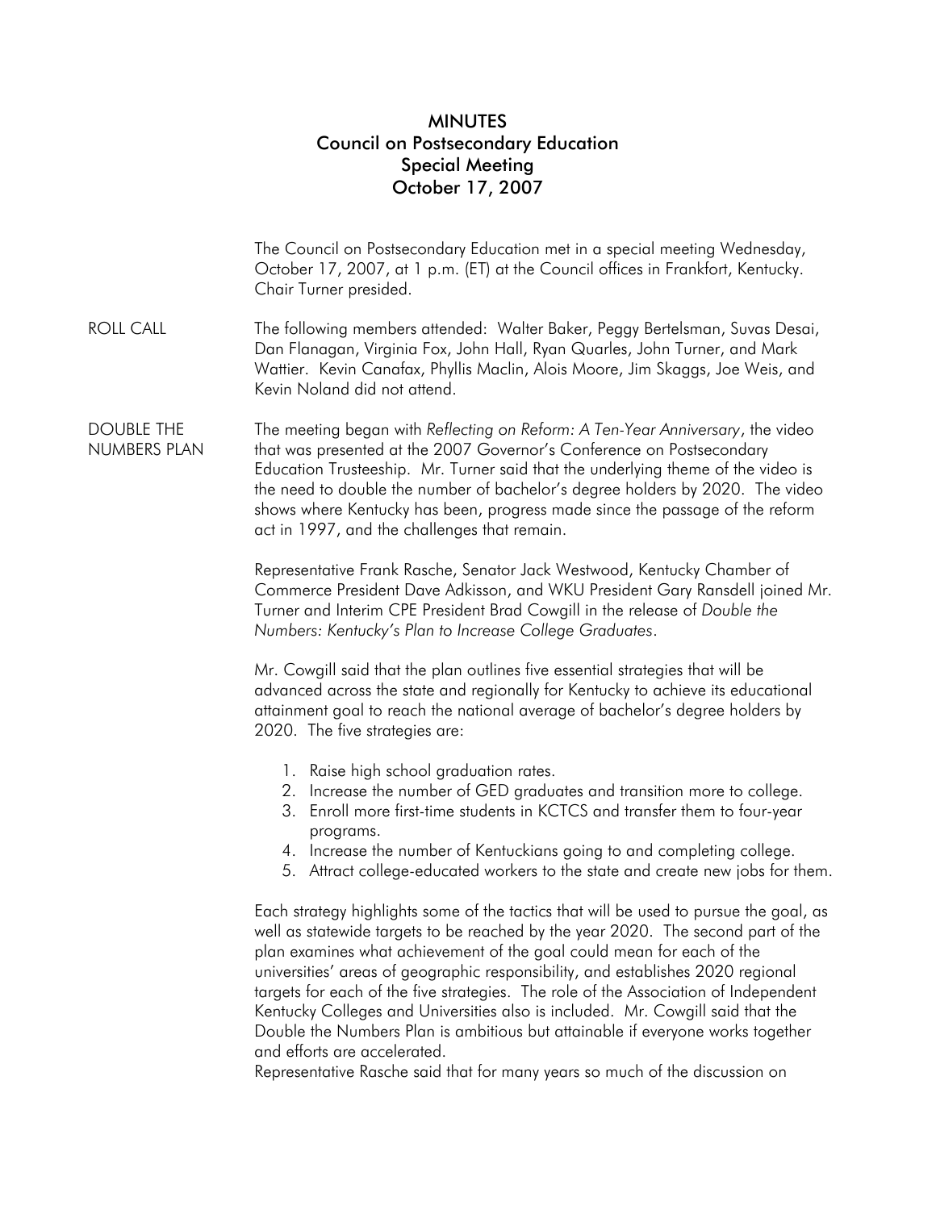# MINUTES
## Council on Postsecondary Education
### Special Meeting
### October 17, 2007

The Council on Postsecondary Education met in a special meeting Wednesday, October 17, 2007, at 1 p.m. (ET) at the Council offices in Frankfort, Kentucky. Chair Turner presided.

**ROLL CALL**

The following members attended: Walter Baker, Peggy Bertelsman, Suvas Desai, Dan Flanagan, Virginia Fox, John Hall, Ryan Quarles, John Turner, and Mark Wattier. Kevin Canafax, Phyllis Maclin, Alois Moore, Jim Skaggs, Joe Weis, and Kevin Noland did not attend.

**DOUBLE THE NUMBERS PLAN**

The meeting began with *Reflecting on Reform: A Ten-Year Anniversary*, the video that was presented at the 2007 Governor's Conference on Postsecondary Education Trusteeship. Mr. Turner said that the underlying theme of the video is the need to double the number of bachelor's degree holders by 2020. The video shows where Kentucky has been, progress made since the passage of the reform act in 1997, and the challenges that remain.

Representative Frank Rasche, Senator Jack Westwood, Kentucky Chamber of Commerce President Dave Adkisson, and WKU President Gary Ransdell joined Mr. Turner and Interim CPE President Brad Cowgill in the release of *Double the Numbers: Kentucky's Plan to Increase College Graduates*.

Mr. Cowgill said that the plan outlines five essential strategies that will be advanced across the state and regionally for Kentucky to achieve its educational attainment goal to reach the national average of bachelor's degree holders by 2020. The five strategies are:

1. Raise high school graduation rates.
2. Increase the number of GED graduates and transition more to college.
3. Enroll more first-time students in KCTCS and transfer them to four-year programs.
4. Increase the number of Kentuckians going to and completing college.
5. Attract college-educated workers to the state and create new jobs for them.

Each strategy highlights some of the tactics that will be used to pursue the goal, as well as statewide targets to be reached by the year 2020. The second part of the plan examines what achievement of the goal could mean for each of the universities' areas of geographic responsibility, and establishes 2020 regional targets for each of the five strategies. The role of the Association of Independent Kentucky Colleges and Universities also is included. Mr. Cowgill said that the Double the Numbers Plan is ambitious but attainable if everyone works together and efforts are accelerated.

Representative Rasche said that for many years so much of the discussion on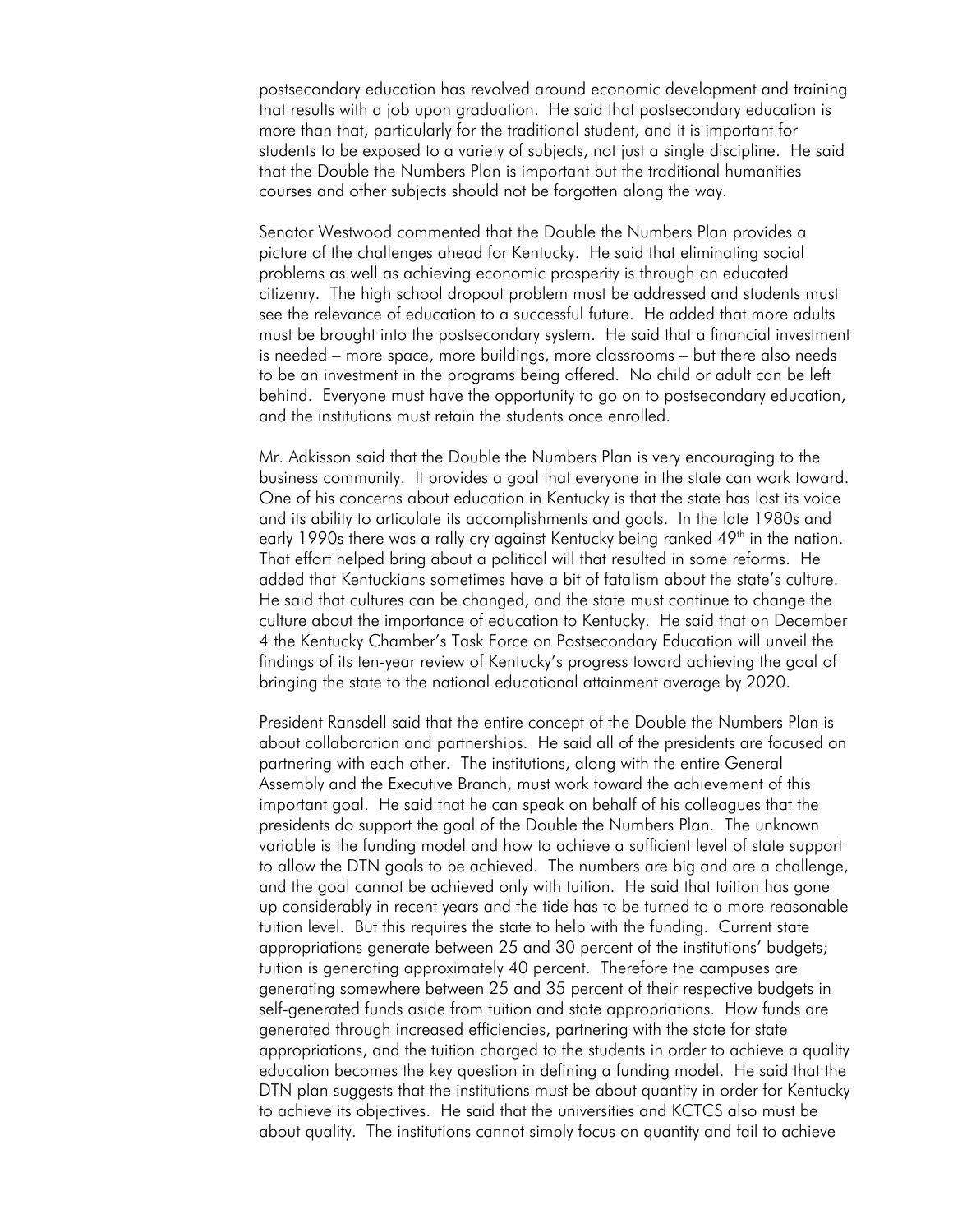postsecondary education has revolved around economic development and training that results with a job upon graduation. He said that postsecondary education is more than that, particularly for the traditional student, and it is important for students to be exposed to a variety of subjects, not just a single discipline. He said that the Double the Numbers Plan is important but the traditional humanities courses and other subjects should not be forgotten along the way.

Senator Westwood commented that the Double the Numbers Plan provides a picture of the challenges ahead for Kentucky. He said that eliminating social problems as well as achieving economic prosperity is through an educated citizenry. The high school dropout problem must be addressed and students must see the relevance of education to a successful future. He added that more adults must be brought into the postsecondary system. He said that a financial investment is needed – more space, more buildings, more classrooms – but there also needs to be an investment in the programs being offered. No child or adult can be left behind. Everyone must have the opportunity to go on to postsecondary education, and the institutions must retain the students once enrolled.

Mr. Adkisson said that the Double the Numbers Plan is very encouraging to the business community. It provides a goal that everyone in the state can work toward. One of his concerns about education in Kentucky is that the state has lost its voice and its ability to articulate its accomplishments and goals. In the late 1980s and early 1990s there was a rally cry against Kentucky being ranked 49th in the nation. That effort helped bring about a political will that resulted in some reforms. He added that Kentuckians sometimes have a bit of fatalism about the state's culture. He said that cultures can be changed, and the state must continue to change the culture about the importance of education to Kentucky. He said that on December 4 the Kentucky Chamber's Task Force on Postsecondary Education will unveil the findings of its ten-year review of Kentucky's progress toward achieving the goal of bringing the state to the national educational attainment average by 2020.

President Ransdell said that the entire concept of the Double the Numbers Plan is about collaboration and partnerships. He said all of the presidents are focused on partnering with each other. The institutions, along with the entire General Assembly and the Executive Branch, must work toward the achievement of this important goal. He said that he can speak on behalf of his colleagues that the presidents do support the goal of the Double the Numbers Plan. The unknown variable is the funding model and how to achieve a sufficient level of state support to allow the DTN goals to be achieved. The numbers are big and are a challenge, and the goal cannot be achieved only with tuition. He said that tuition has gone up considerably in recent years and the tide has to be turned to a more reasonable tuition level. But this requires the state to help with the funding. Current state appropriations generate between 25 and 30 percent of the institutions' budgets; tuition is generating approximately 40 percent. Therefore the campuses are generating somewhere between 25 and 35 percent of their respective budgets in self-generated funds aside from tuition and state appropriations. How funds are generated through increased efficiencies, partnering with the state for state appropriations, and the tuition charged to the students in order to achieve a quality education becomes the key question in defining a funding model. He said that the DTN plan suggests that the institutions must be about quantity in order for Kentucky to achieve its objectives. He said that the universities and KCTCS also must be about quality. The institutions cannot simply focus on quantity and fail to achieve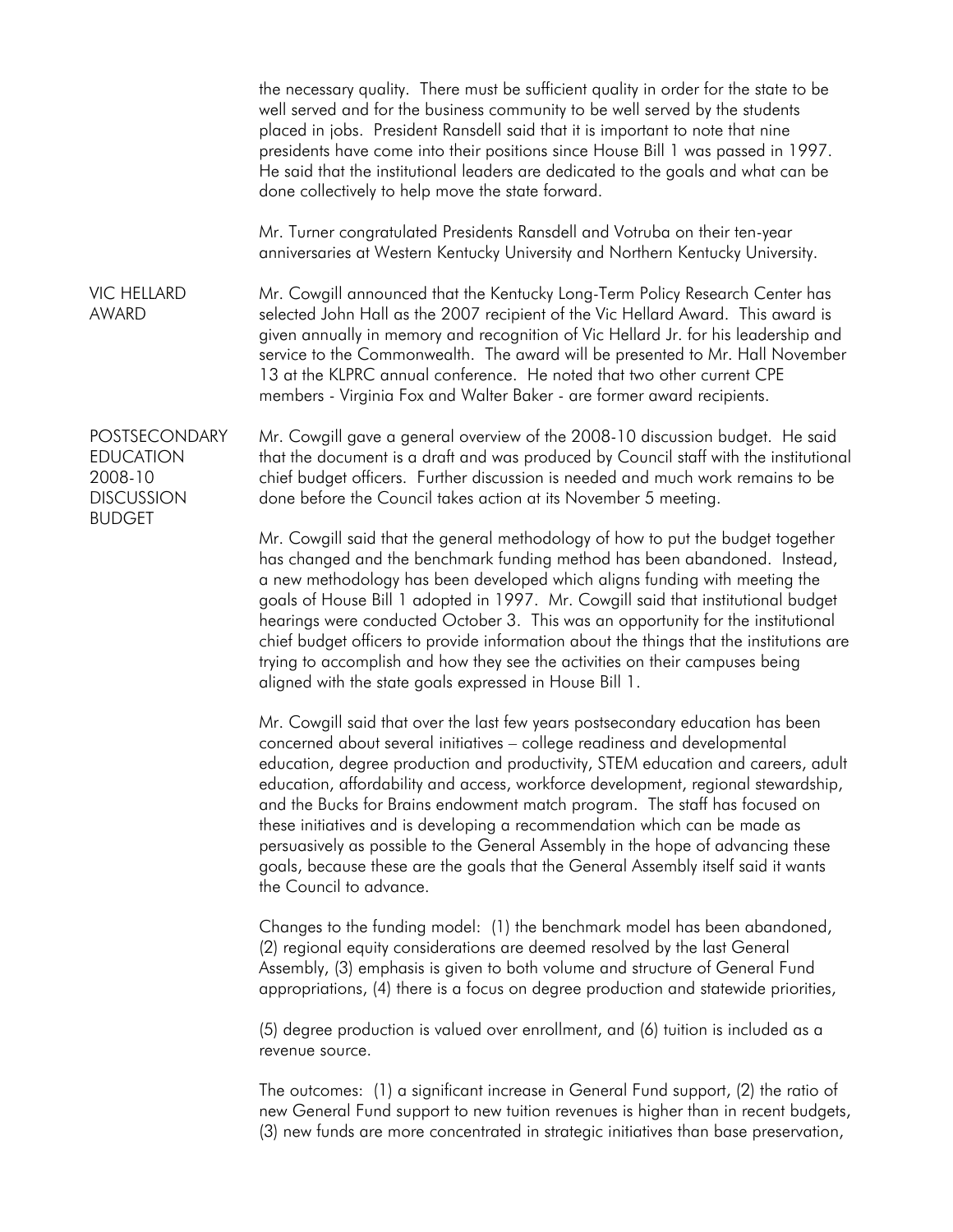the necessary quality. There must be sufficient quality in order for the state to be well served and for the business community to be well served by the students placed in jobs. President Ransdell said that it is important to note that nine presidents have come into their positions since House Bill 1 was passed in 1997. He said that the institutional leaders are dedicated to the goals and what can be done collectively to help move the state forward.

Mr. Turner congratulated Presidents Ransdell and Votruba on their ten-year anniversaries at Western Kentucky University and Northern Kentucky University.

**VIC HELLARD AWARD**

Mr. Cowgill announced that the Kentucky Long-Term Policy Research Center has selected John Hall as the 2007 recipient of the Vic Hellard Award. This award is given annually in memory and recognition of Vic Hellard Jr. for his leadership and service to the Commonwealth. The award will be presented to Mr. Hall November 13 at the KLPRC annual conference. He noted that two other current CPE members - Virginia Fox and Walter Baker - are former award recipients.

**POSTSECONDARY EDUCATION 2008-10 DISCUSSION BUDGET**

Mr. Cowgill gave a general overview of the 2008-10 discussion budget. He said that the document is a draft and was produced by Council staff with the institutional chief budget officers. Further discussion is needed and much work remains to be done before the Council takes action at its November 5 meeting.

Mr. Cowgill said that the general methodology of how to put the budget together has changed and the benchmark funding method has been abandoned. Instead, a new methodology has been developed which aligns funding with meeting the goals of House Bill 1 adopted in 1997. Mr. Cowgill said that institutional budget hearings were conducted October 3. This was an opportunity for the institutional chief budget officers to provide information about the things that the institutions are trying to accomplish and how they see the activities on their campuses being aligned with the state goals expressed in House Bill 1.

Mr. Cowgill said that over the last few years postsecondary education has been concerned about several initiatives – college readiness and developmental education, degree production and productivity, STEM education and careers, adult education, affordability and access, workforce development, regional stewardship, and the Bucks for Brains endowment match program. The staff has focused on these initiatives and is developing a recommendation which can be made as persuasively as possible to the General Assembly in the hope of advancing these goals, because these are the goals that the General Assembly itself said it wants the Council to advance.

Changes to the funding model: (1) the benchmark model has been abandoned, (2) regional equity considerations are deemed resolved by the last General Assembly, (3) emphasis is given to both volume and structure of General Fund appropriations, (4) there is a focus on degree production and statewide priorities,

(5) degree production is valued over enrollment, and (6) tuition is included as a revenue source.

The outcomes: (1) a significant increase in General Fund support, (2) the ratio of new General Fund support to new tuition revenues is higher than in recent budgets, (3) new funds are more concentrated in strategic initiatives than base preservation,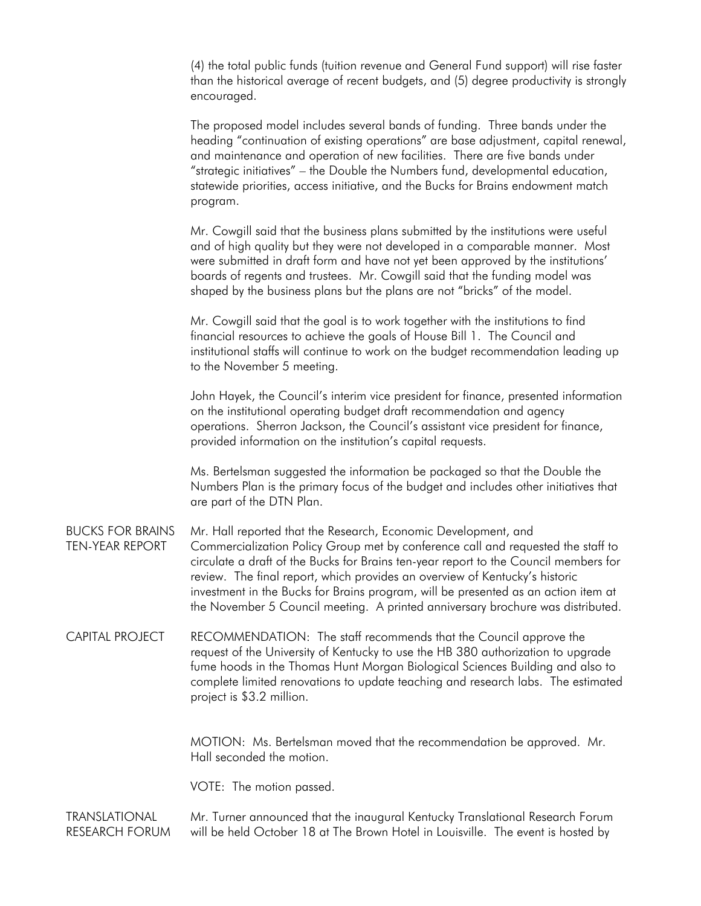(4) the total public funds (tuition revenue and General Fund support) will rise faster than the historical average of recent budgets, and (5) degree productivity is strongly encouraged.

The proposed model includes several bands of funding. Three bands under the heading "continuation of existing operations" are base adjustment, capital renewal, and maintenance and operation of new facilities. There are five bands under "strategic initiatives" – the Double the Numbers fund, developmental education, statewide priorities, access initiative, and the Bucks for Brains endowment match program.

Mr. Cowgill said that the business plans submitted by the institutions were useful and of high quality but they were not developed in a comparable manner. Most were submitted in draft form and have not yet been approved by the institutions' boards of regents and trustees. Mr. Cowgill said that the funding model was shaped by the business plans but the plans are not "bricks" of the model.

Mr. Cowgill said that the goal is to work together with the institutions to find financial resources to achieve the goals of House Bill 1. The Council and institutional staffs will continue to work on the budget recommendation leading up to the November 5 meeting.

John Hayek, the Council's interim vice president for finance, presented information on the institutional operating budget draft recommendation and agency operations. Sherron Jackson, the Council's assistant vice president for finance, provided information on the institution's capital requests.

Ms. Bertelsman suggested the information be packaged so that the Double the Numbers Plan is the primary focus of the budget and includes other initiatives that are part of the DTN Plan.

## BUCKS FOR BRAINS TEN-YEAR REPORT

Mr. Hall reported that the Research, Economic Development, and Commercialization Policy Group met by conference call and requested the staff to circulate a draft of the Bucks for Brains ten-year report to the Council members for review. The final report, which provides an overview of Kentucky's historic investment in the Bucks for Brains program, will be presented as an action item at the November 5 Council meeting. A printed anniversary brochure was distributed.

## CAPITAL PROJECT

RECOMMENDATION: The staff recommends that the Council approve the request of the University of Kentucky to use the HB 380 authorization to upgrade fume hoods in the Thomas Hunt Morgan Biological Sciences Building and also to complete limited renovations to update teaching and research labs. The estimated project is $3.2 million.

MOTION: Ms. Bertelsman moved that the recommendation be approved. Mr. Hall seconded the motion.

VOTE: The motion passed.

## TRANSLATIONAL RESEARCH FORUM

Mr. Turner announced that the inaugural Kentucky Translational Research Forum will be held October 18 at The Brown Hotel in Louisville. The event is hosted by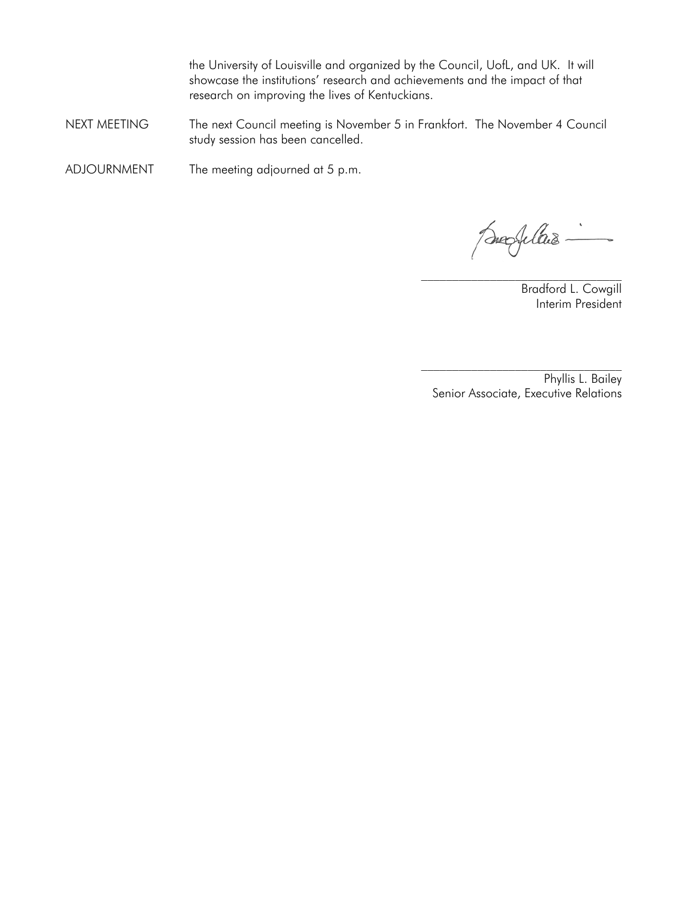the University of Louisville and organized by the Council, UofL, and UK. It will showcase the institutions' research and achievements and the impact of that research on improving the lives of Kentuckians.

NEXT MEETING The next Council meeting is November 5 in Frankfort. The November 4 Council study session has been cancelled.

ADJOURNMENT The meeting adjourned at 5 p.m.

\_\_\_\_\_\_\_\_\_\_\_\_\_\_\_\_\_\_\_\_\_\_\_\_\_\_\_\_\_\_\_\_
Bradford L. Cowgill
Interim President

\_\_\_\_\_\_\_\_\_\_\_\_\_\_\_\_\_\_\_\_\_\_\_\_\_\_\_\_\_\_\_\_
Phyllis L. Bailey
Senior Associate, Executive Relations